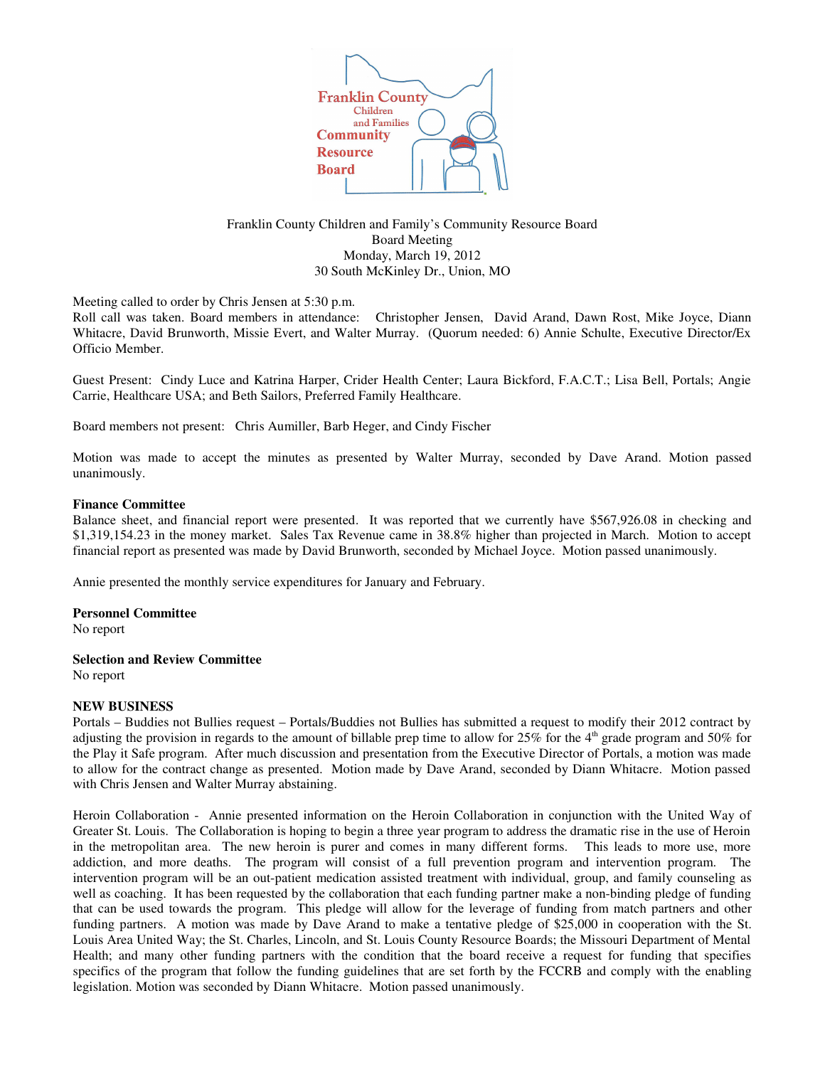Franklin County Children and Family's Community Resource Board
Board Meeting
Monday, March 19, 2012
30 South McKinley Dr., Union, MO

Meeting called to order by Chris Jensen at 5:30 p.m.
Roll call was taken. Board members in attendance: Christopher Jensen, David Arand, Dawn Rost, Mike Joyce, Diann Whitacre, David Brunworth, Missie Evert, and Walter Murray. (Quorum needed: 6) Annie Schulte, Executive Director/Ex Officio Member.

Guest Present: Cindy Luce and Katrina Harper, Crider Health Center; Laura Bickford, F.A.C.T.; Lisa Bell, Portals; Angie Carrie, Healthcare USA; and Beth Sailors, Preferred Family Healthcare.

Board members not present: Chris Aumiller, Barb Heger, and Cindy Fischer

Motion was made to accept the minutes as presented by Walter Murray, seconded by Dave Arand. Motion passed unanimously.

**Finance Committee**
Balance sheet, and financial report were presented. It was reported that we currently have $567,926.08 in checking and $1,319,154.23 in the money market. Sales Tax Revenue came in 38.8% higher than projected in March. Motion to accept financial report as presented was made by David Brunworth, seconded by Michael Joyce. Motion passed unanimously.

Annie presented the monthly service expenditures for January and February.

**Personnel Committee**
No report

**Selection and Review Committee**
No report

**NEW BUSINESS**
Portals – Buddies not Bullies request – Portals/Buddies not Bullies has submitted a request to modify their 2012 contract by adjusting the provision in regards to the amount of billable prep time to allow for 25% for the 4th grade program and 50% for the Play it Safe program. After much discussion and presentation from the Executive Director of Portals, a motion was made to allow for the contract change as presented. Motion made by Dave Arand, seconded by Diann Whitacre. Motion passed with Chris Jensen and Walter Murray abstaining.

Heroin Collaboration - Annie presented information on the Heroin Collaboration in conjunction with the United Way of Greater St. Louis. The Collaboration is hoping to begin a three year program to address the dramatic rise in the use of Heroin in the metropolitan area. The new heroin is purer and comes in many different forms. This leads to more use, more addiction, and more deaths. The program will consist of a full prevention program and intervention program. The intervention program will be an out-patient medication assisted treatment with individual, group, and family counseling as well as coaching. It has been requested by the collaboration that each funding partner make a non-binding pledge of funding that can be used towards the program. This pledge will allow for the leverage of funding from match partners and other funding partners. A motion was made by Dave Arand to make a tentative pledge of $25,000 in cooperation with the St. Louis Area United Way; the St. Charles, Lincoln, and St. Louis County Resource Boards; the Missouri Department of Mental Health; and many other funding partners with the condition that the board receive a request for funding that specifies specifics of the program that follow the funding guidelines that are set forth by the FCCRB and comply with the enabling legislation. Motion was seconded by Diann Whitacre. Motion passed unanimously.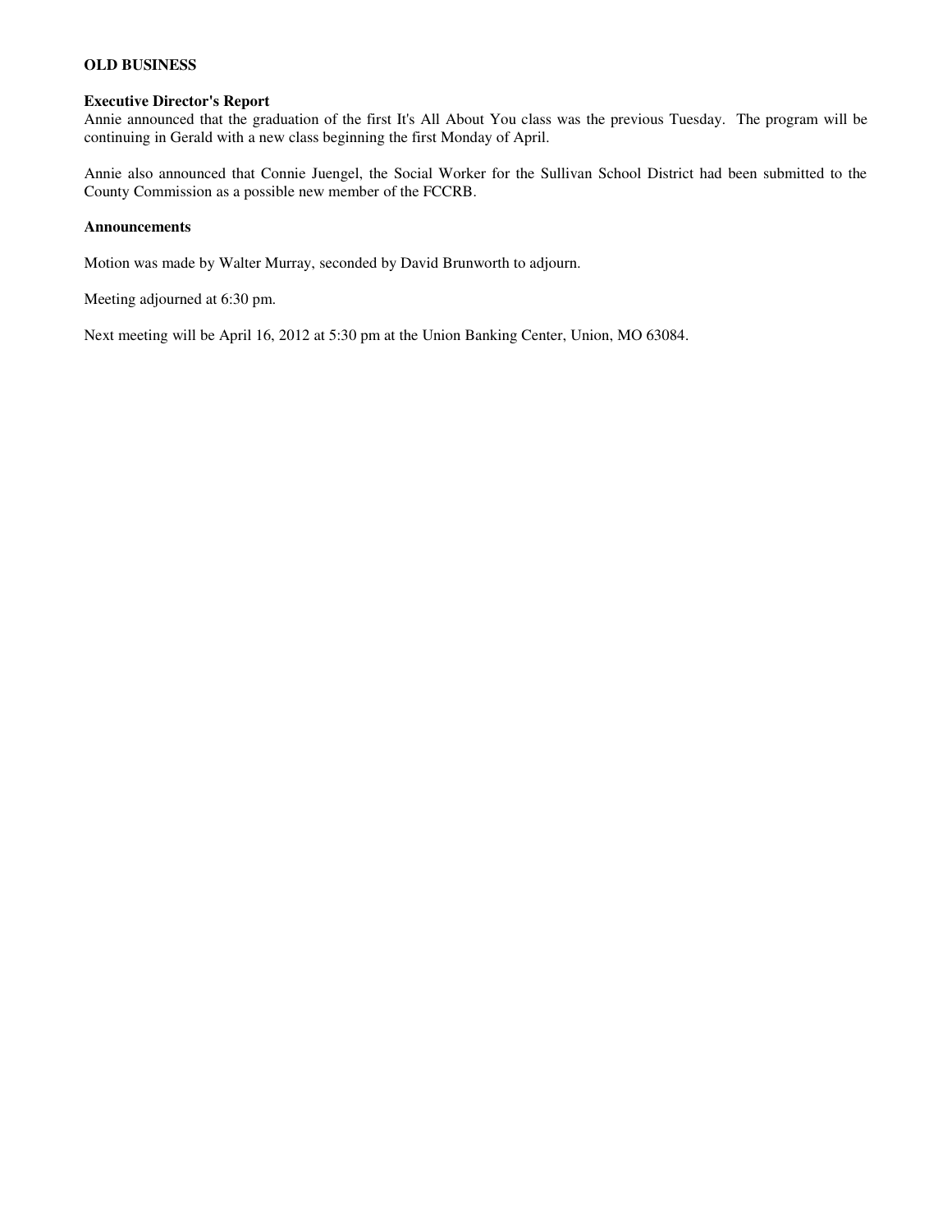**OLD BUSINESS**

**Executive Director's Report**

Annie announced that the graduation of the first It's All About You class was the previous Tuesday. The program will be continuing in Gerald with a new class beginning the first Monday of April.

Annie also announced that Connie Juengel, the Social Worker for the Sullivan School District had been submitted to the County Commission as a possible new member of the FCCRB.

**Announcements**

Motion was made by Walter Murray, seconded by David Brunworth to adjourn.

Meeting adjourned at 6:30 pm.

Next meeting will be April 16, 2012 at 5:30 pm at the Union Banking Center, Union, MO 63084.